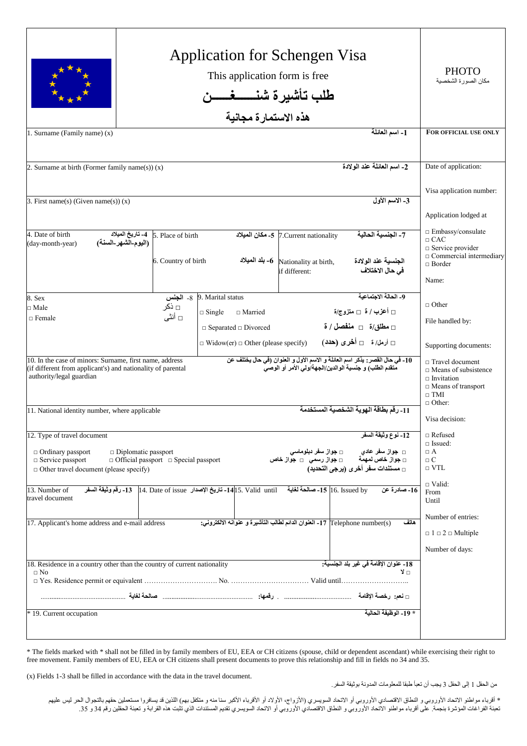# Application for Schengen Visa

This application form is free

# طلب تأشيرة شنــــغـــن

هذه الاستمارة مجانية

PHOTO
مكان الصورة الشخصية

| | |
|---|---|
| 1. Surname (Family name) (x) — 1- اسم العائلة | **FOR OFFICIAL USE ONLY** |
| 2. Surname at birth (Former family name(s)) (x) — 2- اسم العائلة عند الولادة | Date of application: |
| 3. First name(s) (Given name(s)) (x) — 3- الاسم الأول | Visa application number: |
| 4. Date of birth (day-month-year) — 4- تاريخ الميلاد (اليوم-الشهر-السنة) / 5. Place of birth — 5- مكان الميلاد / 6. Country of birth — 6- بلد الميلاد / 7. Current nationality — 7- الجنسية الحالية / Nationality at birth, if different: — الجنسية عند الولادة في حال الاختلاف | Application lodged at<br>□ Embassy/consulate<br>□ CAC<br>□ Service provider<br>□ Commercial intermediary<br>□ Border<br>Name: |
| 8. Sex — 8- الجنس<br>□ Male □ ذكر<br>□ Female □ أنثى<br>9. Marital status — 9- الحالة الاجتماعية<br>□ Single □ Married — □ أعزب / ة □ متزوج/ة<br>□ Separated □ Divorced — □ مطلق/ة □ منفصل / ة<br>□ Widow(er) □ Other (please specify) — □ أرمل/ ة □ أخرى (حدد) | □ Other<br>File handled by:<br>Supporting documents: |
| 10. In the case of minors: Surname, first name, address (if different from applicant's) and nationality of parental authority/legal guardian — 10- في حال القصر: يذكر اسم العائلة و الاسم الأول و العنوان (في حال يختلف عن متقدم الطلب) و جنسية الوالدين/الجهة/ولي الأمر أو الوصي | □ Travel document<br>□ Means of subsistence<br>□ Invitation<br>□ Means of transport<br>□ TMI<br>□ Other: |
| 11. National identity number, where applicable — 11- رقم بطاقة الهوية الشخصية المستخدمة | Visa decision: |
| 12. Type of travel document — 12- نوع وثيقة السفر<br>□ Ordinary passport □ Diplomatic passport — □ جواز سفر عادي □ جواز سفر دبلوماسي<br>□ Service passport □ Official passport □ Special passport — □ جواز خاص لمهمة □ جواز رسمي □ جواز خاص<br>□ Other travel document (please specify) — □ مستندات سفر أخرى (يرجى التحديد) | □ Refused<br>□ Issued:<br>□ A<br>□ C<br>□ VTL |
| 13. Number of travel document — 13- رقم وثيقة السفر / 14. Date of issue — 14- تاريخ الإصدار / 15. Valid until — 15- صالحة لغاية / 16. Issued by — 16- صادرة عن | □ Valid:<br>From<br>Until |
| 17. Applicant's home address and e-mail address — 17- العنوان الدائم لطالب التأشيرة و عنوانه الالكتروني: / Telephone number(s) — هاتف | Number of entries:<br>□ 1 □ 2 □ Multiple |
| 18. Residence in a country other than the country of current nationality — 18- عنوان الإقامة في غير بلد الجنسية:<br>□ No □ لا<br>□ Yes. Residence permit or equivalent ………………………… No. …………………………… Valid until………………………<br>□ نعم: رخصة الإقامة ……………………………… رقمها: ……………………………… صالحة لغاية ……………………………… | Number of days: |
| * 19. Current occupation — * 19- الوظيفة الحالية | |

\* The fields marked with * shall not be filled in by family members of EU, EEA or CH citizens (spouse, child or dependent ascendant) while exercising their right to free movement. Family members of EU, EEA or CH citizens shall present documents to prove this relationship and fill in fields no 34 and 35.

(x) Fields 1-3 shall be filled in accordance with the data in the travel document.

من الحقل 1 إلى الحقل 3 يجب أن تعبأ طبقا للمعلومات المدونة بوثيقة السفر.

\* أقرباء مواطنو الاتحاد الأوروبي و النطاق الاقتصادي الأوروبي أو الاتحاد السويسري (الأزواج، الأولاد أو الأقرباء الأكبر سنا منه و متكفل بهم) اللذين قد يسافروا مستعملين حقهم بالتجوال الحر ليس عليهم تعبئة الفراغات المؤشرة بنجمة. على أقرباء مواطنو الاتحاد الأوروبي و النطاق الاقتصادي الأوروبي أو الاتحاد السويسري تقديم المستندات الذي تثبت هذه القرابة و تعبئة الحقلين رقم 34 و 35.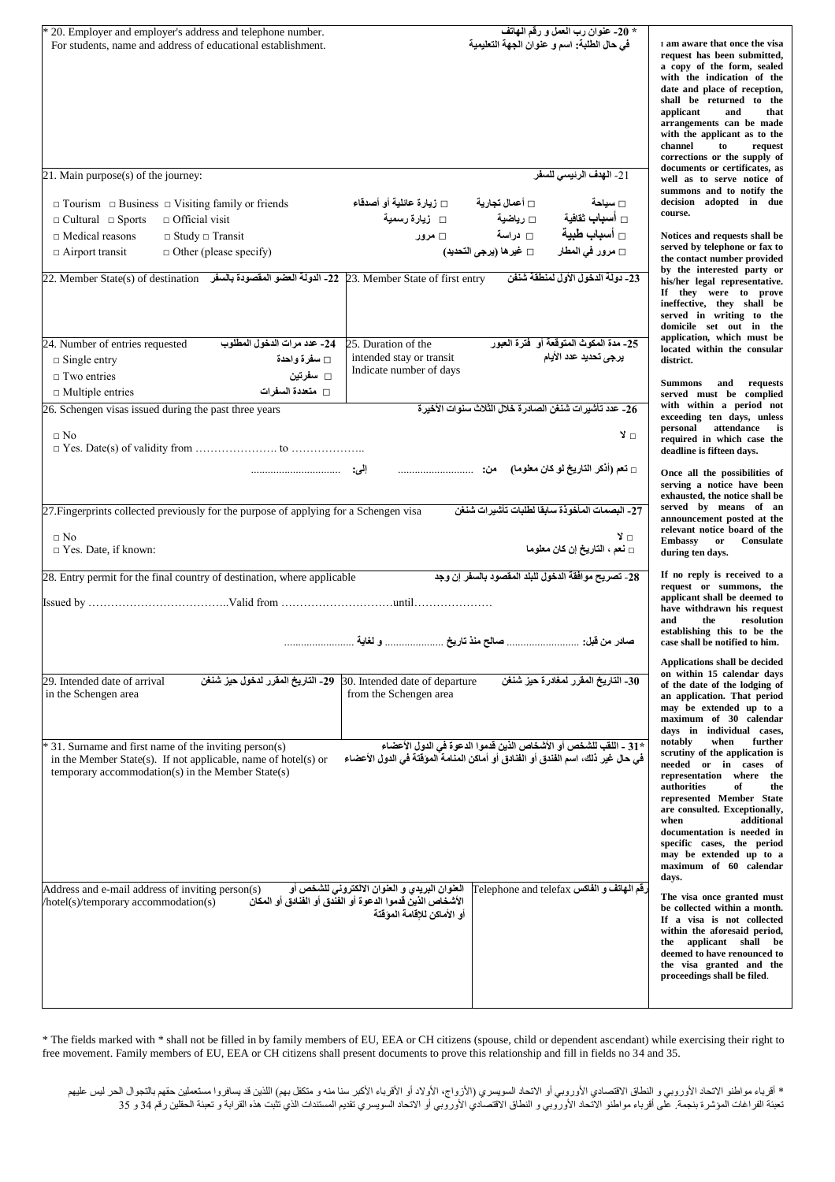\* 20. Employer and employer's address and telephone number.
For students, name and address of educational establishment.

\* 20- عنوان رب العمل و رقم الهاتف
في حال الطلبة: اسم و عنوان الجهة التعليمية

21. Main purpose(s) of the journey: 21- الهدف الرئيسي للسفر

□ Tourism □ Business □ Visiting family or friends
□ Cultural □ Sports □ Official visit
□ Medical reasons □ Study □ Transit
□ Airport transit □ Other (please specify)

□ سياحة □ أعمال تجارية □ زيارة عائلية أو أصدقاء
□ أسباب ثقافية □ رياضية □ زيارة رسمية
□ أسباب طبية □ دراسة □ مرور
□ مرور في المطار □ غيرها (يرجى التحديد)

22. Member State(s) of destination 22- الدولة العضو المقصودة بالسفر

23. Member State of first entry 23- دولة الدخول الأول لمنطقة شنغن

24. Number of entries requested 24- عدد مرات الدخول المطلوب
□ Single entry □ سفرة واحدة
□ Two entries □ سفرتين
□ Multiple entries □ متعددة السفرات

25. Duration of the intended stay or transit
Indicate number of days
25- مدة المكوث المتوقعة أو فترة العبور
يرجى تحديد عدد الأيام

26. Schengen visas issued during the past three years 26- عدد تأشيرات شنغن الصادرة خلال الثلاث سنوات الأخيرة

□ No □ لا
□ Yes. Date(s) of validity from …………………. to ………………..
□ نعم (أذكر التاريخ لو كان معلوما) من: .......................... إلى: ..............................

27. Fingerprints collected previously for the purpose of applying for a Schengen visa 27- البصمات المأخوذة سابقا لطلبات تأشيرات شنغن

□ No □ لا
□ Yes. Date, if known: □ نعم ، التاريخ إن كان معلوما

28. Entry permit for the final country of destination, where applicable 28- تصريح موافقة الدخول للبلد المقصود بالسفر إن وجد

Issued by ………………………………..Valid from …………………………until…………………

صادر من قبل: .......................... صالح منذ تاريخ .................... و لغاية ........................

29. Intended date of arrival in the Schengen area 29- التاريخ المقرر لدخول حيز شنغن

30. Intended date of departure from the Schengen area 30- التاريخ المقرر لمغادرة حيز شنغن

\* 31. Surname and first name of the inviting person(s) in the Member State(s). If not applicable, name of hotel(s) or temporary accommodation(s) in the Member State(s)

\*31 - اللقب للشخص أو الأشخاص الذين قدموا الدعوة في الدول الأعضاء
في حال غير ذلك، اسم الفندق أو الفنادق أو أماكن المنامة المؤقتة في الدول الأعضاء

Address and e-mail address of inviting person(s) /hotel(s)/temporary accommodation(s)

العنوان البريدي و العنوان الالكتروني للشخص أو الأشخاص الذين قدموا الدعوة أو الفندق أو الفنادق أو المكان أو الأماكن للإقامة المؤقتة

Telephone and telefax رقم الهاتف و الفاكس

**I am aware that once the visa request has been submitted, a copy of the form, sealed with the indication of the date and place of reception, shall be returned to the applicant and that arrangements can be made with the applicant as to the channel to request corrections or the supply of documents or certificates, as well as to serve notice of summons and to notify the decision adopted in due course.**

**Notices and requests shall be served by telephone or fax to the contact number provided by the interested party or his/her legal representative. If they were to prove ineffective, they shall be served in writing to the domicile set out in the application, which must be located within the consular district.**

**Summons and requests served must be complied with within a period not exceeding ten days, unless personal attendance is required in which case the deadline is fifteen days.**

**Once all the possibilities of serving a notice have been exhausted, the notice shall be served by means of an announcement posted at the relevant notice board of the Embassy or Consulate during ten days.**

**If no reply is received to a request or summons, the applicant shall be deemed to have withdrawn his request and the resolution establishing this to be the case shall be notified to him.**

**Applications shall be decided on within 15 calendar days of the date of the lodging of an application. That period may be extended up to a maximum of 30 calendar days in individual cases, notably when further scrutiny of the application is needed or in cases of representation where the authorities of the represented Member State are consulted. Exceptionally, when additional documentation is needed in specific cases, the period may be extended up to a maximum of 60 calendar days.**

**The visa once granted must be collected within a month. If a visa is not collected within the aforesaid period, the applicant shall be deemed to have renounced to the visa granted and the proceedings shall be filed.**

\* The fields marked with \* shall not be filled in by family members of EU, EEA or CH citizens (spouse, child or dependent ascendant) while exercising their right to free movement. Family members of EU, EEA or CH citizens shall present documents to prove this relationship and fill in fields no 34 and 35.

\* أقرباء مواطنو الاتحاد الأوروبي و النطاق الاقتصادي الأوروبي أو الاتحاد السويسري (الأزواج، الأولاد أو الأقرباء الأكبر سنا منه و متكفل بهم) اللذين قد يسافروا مستعملين حقهم بالتجوال الحر ليس عليهم تعبئة الفراغات المؤشرة بنجمة. على أقرباء مواطنو الاتحاد الأوروبي و النطاق الاقتصادي الأوروبي أو الاتحاد السويسري تقديم المستندات الذي تثبت هذه القرابة و تعبئة الحقلين رقم 34 و 35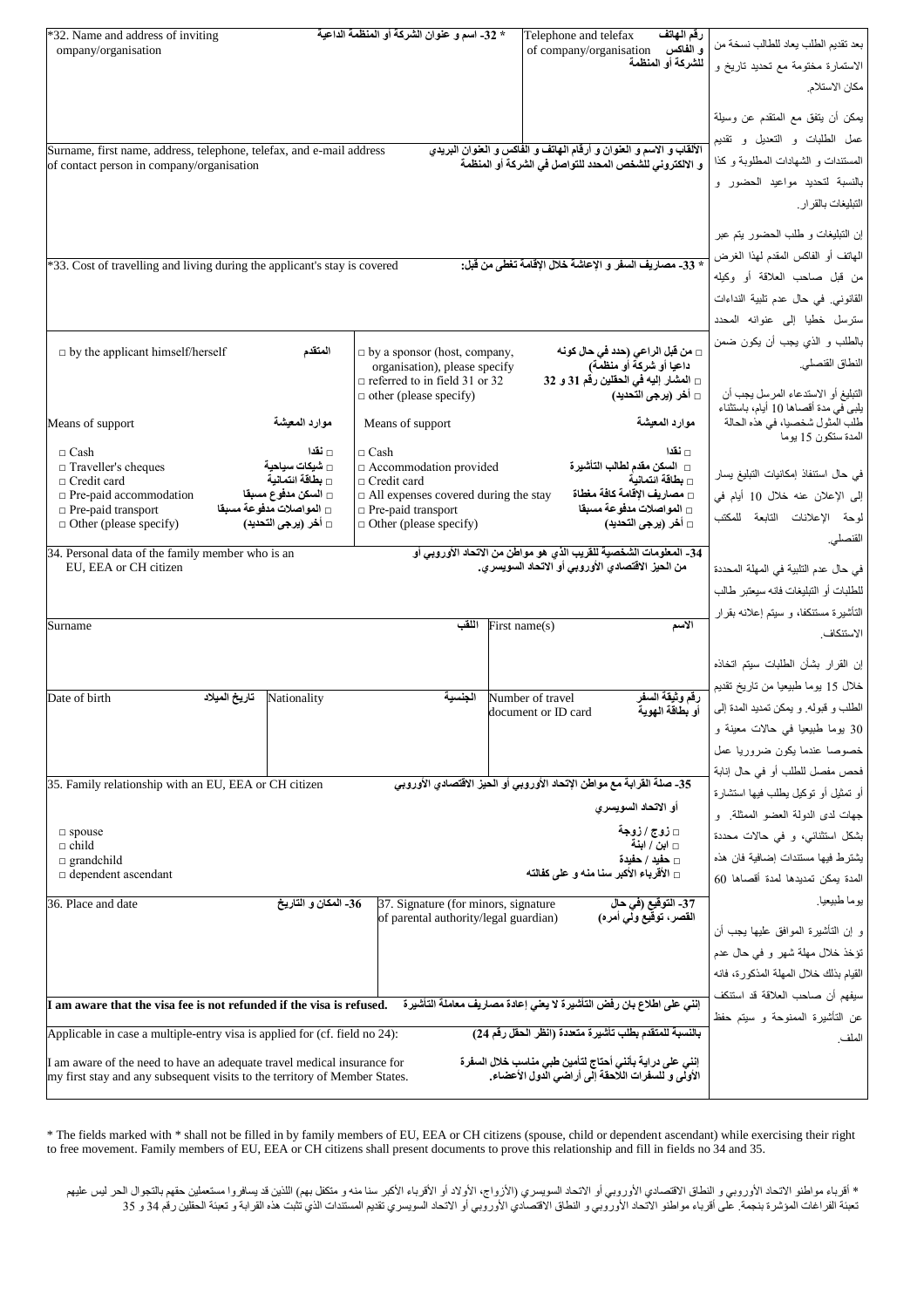| *32. Name and address of inviting ompany/organisation | * 32- اسم و عنوان الشركة أو المنظمة الداعية | Telephone and telefax of company/organisation | رقم الهاتف و الفاكس للشركة أو المنظمة |
|---|---|---|---|
| Surname, first name, address, telephone, telefax, and e-mail address of contact person in company/organisation | | الألقاب و الاسم و العنوان و أرقام الهاتف و الفاكس و العنوان البريدي و الالكتروني للشخص المحدد للتواصل في الشركة أو المنظمة | |

*33. Cost of travelling and living during the applicant's stay is covered — * 33- مصاريف السفر و الإعاشة خلال الإقامة تغطى من قبل:

| □ by the applicant himself/herself — المتقدم | □ by a sponsor (host, company, organisation), please specify — □ من قبل الراعي (حدد في حال كونه داعيا أو شركة أو منظمة) <br> □ referred to in field 31 or 32 — □ المشار إليه في الحقلين رقم 31 و 32 <br> □ other (please specify) — □ أخر (يرجى التحديد) |
|---|---|
| Means of support — موارد المعيشة | Means of support — موارد المعيشة |
| □ Cash — □ نقدا <br> □ Traveller's cheques — □ شيكات سياحية <br> □ Credit card — □ بطاقة ائتمانية <br> □ Pre-paid accommodation — □ السكن مدفوع مسبقا <br> □ Pre-paid transport — □ المواصلات مدفوعة مسبقا <br> □ Other (please specify) — □ أخر (يرجى التحديد) | □ Cash — □ نقدا <br> □ Accommodation provided — □ السكن مقدم لطالب التأشيرة <br> □ Credit card — □ بطاقة ائتمانية <br> □ All expenses covered during the stay — □ مصاريف الإقامة كافة مغطاة <br> □ Pre-paid transport — □ المواصلات مدفوعة مسبقا <br> □ Other (please specify) — □ أخر (يرجى التحديد) |

34. Personal data of the family member who is an EU, EEA or CH citizen — 34- المعلومات الشخصية للقريب الذي هو مواطن من الاتحاد الأوروبي أو من الحيز الاقتصادي الأوروبي أو الاتحاد السويسري.

| Surname — اللقب | | First name(s) — الاسم |
|---|---|---|
| Date of birth — تاريخ الميلاد | Nationality — الجنسية | Number of travel document or ID card — رقم وثيقة السفر أو بطاقة الهوية |

35. Family relationship with an EU, EEA or CH citizen — 35- صلة القرابة مع مواطن الإتحاد الأوروبي أو الحيز الاقتصادي الأوروبي أو الاتحاد السويسري

- □ spouse — □ زوج / زوجة
- □ child — □ ابن / ابنة
- □ grandchild — □ حفيد / حفيدة
- □ dependent ascendant — □ الأقرباء الأكبر سنا منه و على كفالته

| 36. Place and date — 36- المكان و التاريخ | 37. Signature (for minors, signature of parental authority/legal guardian) — 37- التوقيع (في حال القصر، توقيع ولي أمره) |
|---|---|

**I am aware that the visa fee is not refunded if the visa is refused.** — **إنني على اطلاع بان رفض التأشيرة لا يعني إعادة مصاريف معاملة التأشيرة**

Applicable in case a multiple-entry visa is applied for (cf. field no 24): — **بالنسبة للمتقدم بطلب تأشيرة متعددة (انظر الحقل رقم 24)**

I am aware of the need to have an adequate travel medical insurance for my first stay and any subsequent visits to the territory of Member States. — **إنني على دراية بأنني أحتاج لتأمين طبي مناسب خلال السفرة الأولى و للسفرات اللاحقة إلى أراضي الدول الأعضاء.**

بعد تقديم الطلب يعاد للطالب نسخة من الاستمارة مختومة مع تحديد تاريخ و مكان الاستلام.

يمكن أن يتفق مع المتقدم عن وسيلة عمل الطلبات و التعديل و تقديم المستندات و الشهادات المطلوبة و كذا بالنسبة لتحديد مواعيد الحضور و التبليغات بالقرار.

إن التبليغات و طلب الحضور يتم عبر الهاتف أو الفاكس المقدم لهذا الغرض من قبل صاحب العلاقة أو وكيله القانوني. في حال عدم تلبية النداءات سترسل خطيا إلى عنوانه المحدد بالطلب و الذي يجب أن يكون ضمن النطاق القنصلي.

التبليغ أو الاستدعاء المرسل يجب أن يلبى في مدة أقصاها 10 أيام، باستثناء طلب المثول شخصيا، في هذه الحالة المدة ستكون 15 يوما

في حال استنفاذ إمكانيات التبليغ يسار إلى الإعلان عنه خلال 10 أيام في لوحة الإعلانات التابعة للمكتب القنصلي.

في حال عدم التلبية في المهلة المحددة للطلبات أو التبليغات فانه سيعتبر طالب التأشيرة مستنكفا، و سيتم إعلانه بقرار الاستنكاف.

إن القرار بشأن الطلبات سيتم اتخاذه خلال 15 يوما طبيعيا من تاريخ تقديم الطلب و قبوله. و يمكن تمديد المدة إلى 30 يوما طبيعيا في حالات معينة و خصوصا عندما يكون ضروريا عمل فحص مفصل للطلب أو في حال إنابة أو تمثيل أو توكيل يطلب فيها استشارة جهات لدى الدولة العضو الممثلة. و بشكل استثنائي، و في حالات محددة يشترط فيها مستندات إضافية فان هذه المدة يمكن تمديدها لمدة أقصاها 60 يوما طبيعيا.

و إن التأشيرة الموافق عليها يجب أن تؤخذ خلال مهلة شهر و في حال عدم القيام بذلك خلال المهلة المذكورة، فانه سيفهم أن صاحب العلاقة قد استنكف عن التأشيرة الممنوحة و سيتم حفظ الملف.

\* The fields marked with * shall not be filled in by family members of EU, EEA or CH citizens (spouse, child or dependent ascendant) while exercising their right to free movement. Family members of EU, EEA or CH citizens shall present documents to prove this relationship and fill in fields no 34 and 35.

\* أقرباء مواطنو الاتحاد الأوروبي و النطاق الاقتصادي الأوروبي أو الاتحاد السويسري (الأزواج، الأولاد أو الأقرباء الأكبر سنا منه و متكفل بهم) اللذين قد يسافروا مستعملين حقهم بالتجوال الحر ليس عليهم تعبئة الفراغات المؤشرة بنجمة. على أقرباء مواطنو الاتحاد الأوروبي و النطاق الاقتصادي الأوروبي أو الاتحاد السويسري تقديم المستندات الذي تثبت هذه القرابة و تعبئة الحقلين رقم 34 و 35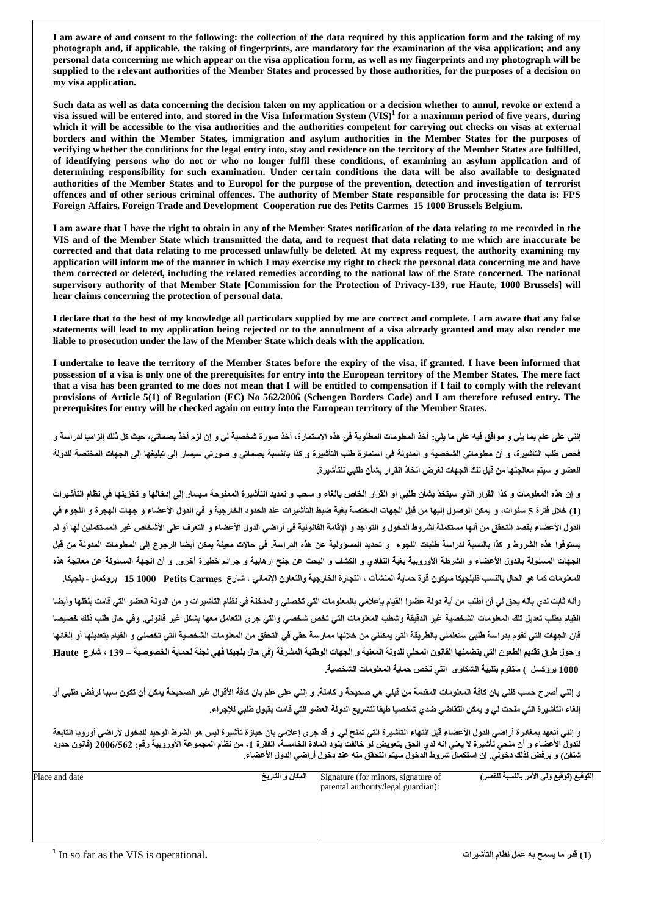**I am aware of and consent to the following: the collection of the data required by this application form and the taking of my photograph and, if applicable, the taking of fingerprints, are mandatory for the examination of the visa application; and any personal data concerning me which appear on the visa application form, as well as my fingerprints and my photograph will be supplied to the relevant authorities of the Member States and processed by those authorities, for the purposes of a decision on my visa application.**

**Such data as well as data concerning the decision taken on my application or a decision whether to annul, revoke or extend a visa issued will be entered into, and stored in the Visa Information System (VIS)[1] for a maximum period of five years, during which it will be accessible to the visa authorities and the authorities competent for carrying out checks on visas at external borders and within the Member States, immigration and asylum authorities in the Member States for the purposes of verifying whether the conditions for the legal entry into, stay and residence on the territory of the Member States are fulfilled, of identifying persons who do not or who no longer fulfil these conditions, of examining an asylum application and of determining responsibility for such examination. Under certain conditions the data will be also available to designated authorities of the Member States and to Europol for the purpose of the prevention, detection and investigation of terrorist offences and of other serious criminal offences. The authority of Member State responsible for processing the data is: FPS Foreign Affairs, Foreign Trade and Development Cooperation rue des Petits Carmes 15 1000 Brussels Belgium.**

**I am aware that I have the right to obtain in any of the Member States notification of the data relating to me recorded in the VIS and of the Member State which transmitted the data, and to request that data relating to me which are inaccurate be corrected and that data relating to me processed unlawfully be deleted. At my express request, the authority examining my application will inform me of the manner in which I may exercise my right to check the personal data concerning me and have them corrected or deleted, including the related remedies according to the national law of the State concerned. The national supervisory authority of that Member State [Commission for the Protection of Privacy-139, rue Haute, 1000 Brussels] will hear claims concerning the protection of personal data.**

**I declare that to the best of my knowledge all particulars supplied by me are correct and complete. I am aware that any false statements will lead to my application being rejected or to the annulment of a visa already granted and may also render me liable to prosecution under the law of the Member State which deals with the application.**

**I undertake to leave the territory of the Member States before the expiry of the visa, if granted. I have been informed that possession of a visa is only one of the prerequisites for entry into the European territory of the Member States. The mere fact that a visa has been granted to me does not mean that I will be entitled to compensation if I fail to comply with the relevant provisions of Article 5(1) of Regulation (EC) No 562/2006 (Schengen Borders Code) and I am therefore refused entry. The prerequisites for entry will be checked again on entry into the European territory of the Member States.**

**إنني على علم بما يلي و موافق فيه على ما يلي: أخذ المعلومات المطلوبة في هذه الاستمارة، أخذ صورة شخصية لي و إن لزم أخذ بصماتي، حيث كل ذلك إلزاميا لدراسة و فحص طلب التأشيرة، و أن معلوماتي الشخصية و المدونة في استمارة طلب التأشيرة و كذا بالنسبة بصماتي و صورتي سيسار إلى تبليغها إلى الجهات المختصة للدولة العضو و سيتم معالجتها من قبل تلك الجهات لغرض اتخاذ القرار بشأن طلبي للتأشيرة.**

**و إن هذه المعلومات و كذا القرار الذي سيتخذ بشأن طلبي أو القرار الخاص بإلغاء و سحب و تمديد التأشيرة الممنوحة سيسار إلى إدخالها و تخزينها في نظام التأشيرات (1) خلال فترة 5 سنوات، و يمكن الوصول إليها من قبل الجهات المختصة بغية ضبط التأشيرات عند الحدود الخارجية و في الدول الأعضاء و جهات الهجرة و اللجوء في الدول الأعضاء بقصد التحقق من أنها مستكملة لشروط الدخول و التواجد و الإقامة القانونية في أراضي الدول الأعضاء و التعرف على الأشخاص غير المستكملين لها أو لم يستوفوا هذه الشروط و كذا بالنسبة لدراسة طلبات اللجوء و تحديد المسؤولية عن هذه الدراسة. في حالات معينة يمكن أيضا الرجوع إلى المعلومات المدونة من قبل الجهات المسئولة بالدول الأعضاء و الشرطة الأوروبية بغية التفادي و الكشف و البحث عن جنح إرهابية و جرائم خطيرة أخرى. و أن الجهة المسئولة عن معالجة هذه المعلومات كما هو الحال بالنسب لبلجيكا سيكون قوة حماية المنشآت ، التجارة الخارجية والتعاون الإنمائي ، شارع Petits Carmes 1000 15 بروكسل - بلجيكا.**

**وأنه ثابت لدي بأنه يحق لي أن أطلب من أية دولة عضوا القيام بإعلامي بالمعلومات التي تخصني والمدخلة في نظام التأشيرات و من الدولة العضو التي قامت بنقلها وأيضا القيام بطلب تعديل تلك المعلومات الشخصية غير الدقيقة وشطب المعلومات التي تخص شخصي والتي جرى التعامل معها بشكل غير قانوني. وفي حال طلب ذلك خصيصا فإن الجهات التي تقوم بدراسة طلبي ستعلمني بالطريقة التي يمكنني من خلالها ممارسة حقي في التحقق من المعلومات الشخصية التي تخصني و القيام بتعديلها أو إلغائها و حول طرق تقديم الطعون التي يتضمنها القانون المحلي للدولة المعنية و الجهات الوطنية المشرفة (في حال بلجيكا فهي لجنة لحماية الخصوصية – 139 ، شارع Haute 1000 بروكسل ) ستقوم بتلبية الشكاوى التي تخص حماية المعلومات الشخصية.**

**و إنني أصرح حسب ظني بان كافة المعلومات المقدمة من قبلي هي صحيحة و كاملة. و إنني على علم بان كافة الأقوال غير الصحيحة يمكن أن تكون سببا لرفض طلبي أو إلغاء التأشيرة التي منحت لي و يمكن التقاضي ضدي شخصيا طبقا لتشريع الدولة العضو التي قامت بقبول طلبي للإجراء.**

**و إنني أتعهد بمغادرة أراضي الدول الأعضاء قبل انتهاء التأشيرة التي تمنح لي. و قد جرى إعلامي بان حيازة تأشيرة ليس هو الشرط الوحيد للدخول لأراضي أوروبا التابعة للدول الأعضاء و أن منحي تأشيرة لا يعني انه لدي الحق بتعويض لو خالفت بنود المادة الخامسة، الفقرة 1، من نظام المجموعة الأوروبية رقم: 2006/562 (قانون حدود شنغن) و يرفض لذلك دخولي. إن استكمال شروط الدخول سيتم التحقق منه عند دخول أراضي الدول الأعضاء.**

| Place and date | المكان و التاريخ | Signature (for minors, signature of parental authority/legal guardian): | التوقيع (توقيع ولي الأمر بالنسبة للقصر) |
|---|---|---|---|
| | | | |

[1] In so far as the VIS is operational.

(1) قدر ما يسمح به عمل نظام التأشيرات